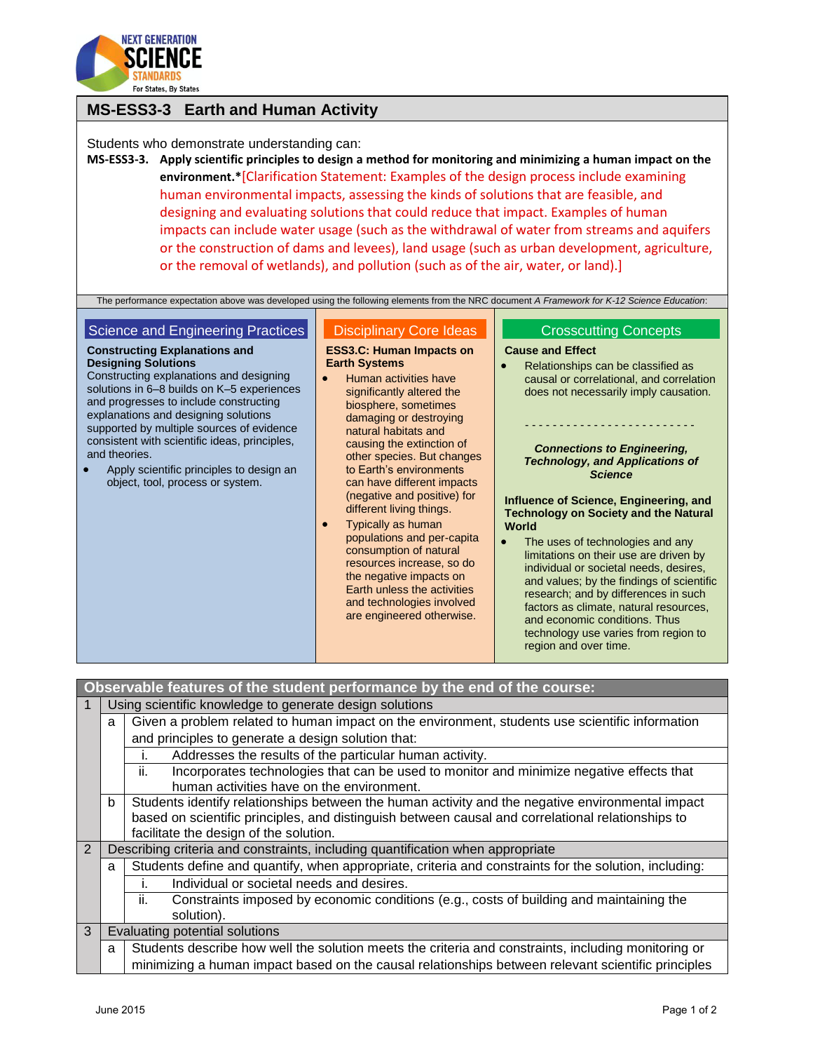## MS-ESS3-3 Earth and Human Activity

Students who demonstrate understanding can:

**MS-ESS3-3. Apply scientific principles to design a method for monitoring and minimizing a human impact on the environment.*** [Clarification Statement: Examples of the design process include examining human environmental impacts, assessing the kinds of solutions that are feasible, and designing and evaluating solutions that could reduce that impact. Examples of human impacts can include water usage (such as the withdrawal of water from streams and aquifers or the construction of dams and levees), land usage (such as urban development, agriculture, or the removal of wetlands), and pollution (such as of the air, water, or land).]

The performance expectation above was developed using the following elements from the NRC document *A Framework for K-12 Science Education*:

### Science and Engineering Practices

**Constructing Explanations and Designing Solutions**

Constructing explanations and designing solutions in 6–8 builds on K–5 experiences and progresses to include constructing explanations and designing solutions supported by multiple sources of evidence consistent with scientific ideas, principles, and theories.

- Apply scientific principles to design an object, tool, process or system.

### Disciplinary Core Ideas

**ESS3.C: Human Impacts on Earth Systems**

- Human activities have significantly altered the biosphere, sometimes damaging or destroying natural habitats and causing the extinction of other species. But changes to Earth's environments can have different impacts (negative and positive) for different living things.
- Typically as human populations and per-capita consumption of natural resources increase, so do the negative impacts on Earth unless the activities and technologies involved are engineered otherwise.

### Crosscutting Concepts

**Cause and Effect**

- Relationships can be classified as causal or correlational, and correlation does not necessarily imply causation.

- - - - - - - - - - - - - - - - - - - - - - - -

***Connections to Engineering, Technology, and Applications of Science***

**Influence of Science, Engineering, and Technology on Society and the Natural World**

- The uses of technologies and any limitations on their use are driven by individual or societal needs, desires, and values; by the findings of scientific research; and by differences in such factors as climate, natural resources, and economic conditions. Thus technology use varies from region to region and over time.

| **Observable features of the student performance by the end of the course:** | | | |
|---|---|---|---|
| 1 | Using scientific knowledge to generate design solutions | | |
| | a | Given a problem related to human impact on the environment, students use scientific information and principles to generate a design solution that: | |
| | | i. | Addresses the results of the particular human activity. |
| | | ii. | Incorporates technologies that can be used to monitor and minimize negative effects that human activities have on the environment. |
| | b | Students identify relationships between the human activity and the negative environmental impact based on scientific principles, and distinguish between causal and correlational relationships to facilitate the design of the solution. | |
| 2 | Describing criteria and constraints, including quantification when appropriate | | |
| | a | Students define and quantify, when appropriate, criteria and constraints for the solution, including: | |
| | | i. | Individual or societal needs and desires. |
| | | ii. | Constraints imposed by economic conditions (e.g., costs of building and maintaining the solution). |
| 3 | Evaluating potential solutions | | |
| | a | Students describe how well the solution meets the criteria and constraints, including monitoring or minimizing a human impact based on the causal relationships between relevant scientific principles | |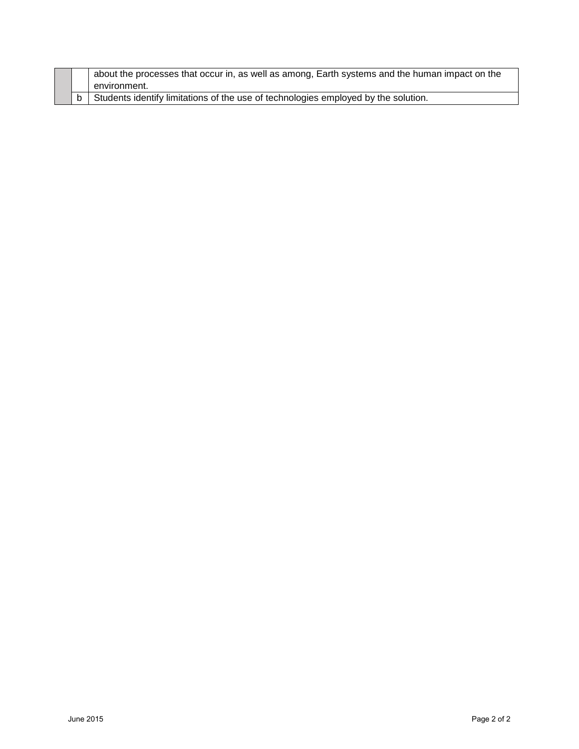| | | |
|---|---|---|
| | | about the processes that occur in, as well as among, Earth systems and the human impact on the environment. |
| | b | Students identify limitations of the use of technologies employed by the solution. |